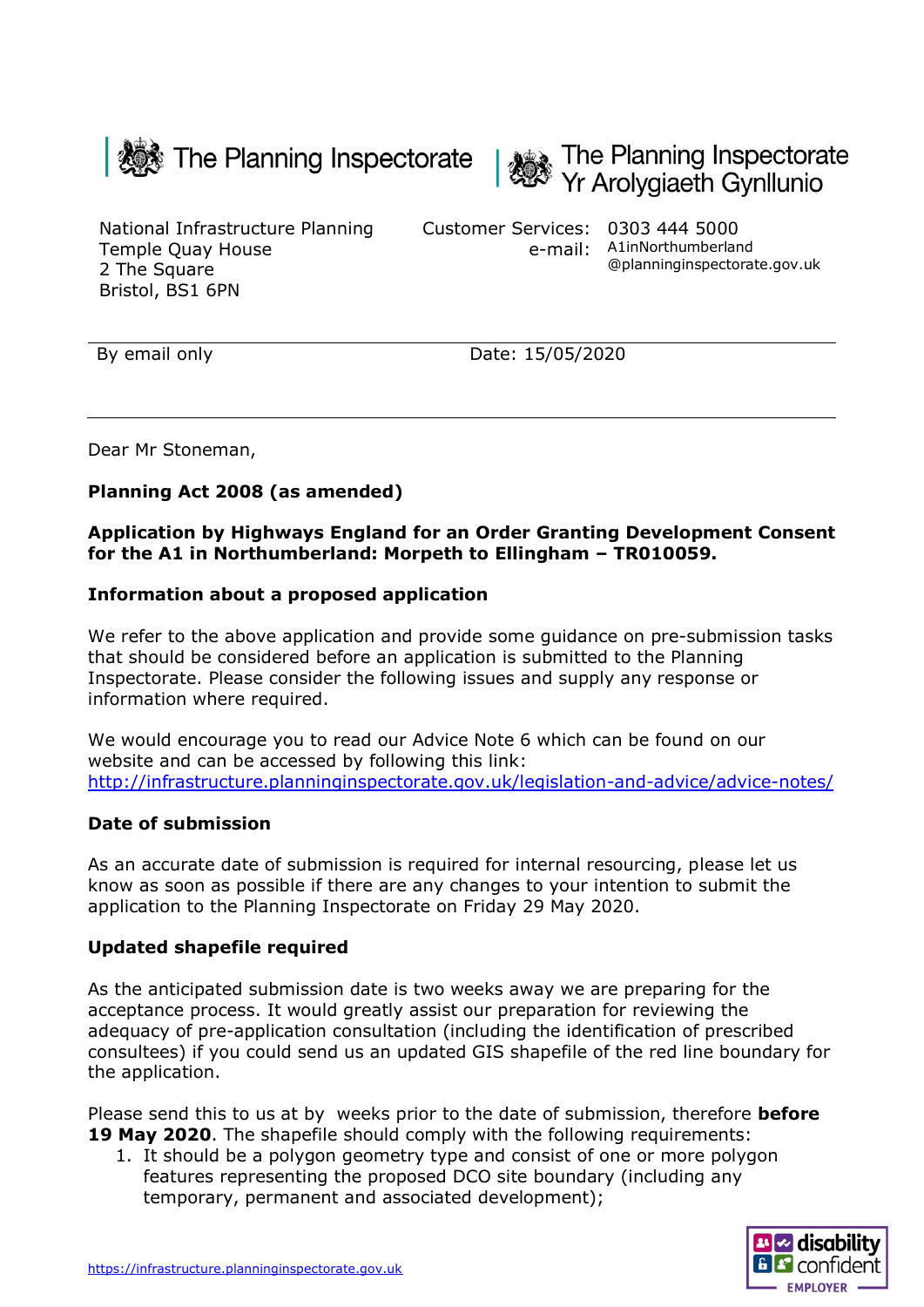The Planning Inspectorate

The Planning Inspectorate
Yr Arolygiaeth Gynllunio

National Infrastructure Planning
Temple Quay House
2 The Square
Bristol, BS1 6PN

Customer Services: 0303 444 5000
e-mail: A1inNorthumberland@planninginspectorate.gov.uk

By email only

Date: 15/05/2020

Dear Mr Stoneman,

**Planning Act 2008 (as amended)**

**Application by Highways England for an Order Granting Development Consent for the A1 in Northumberland: Morpeth to Ellingham – TR010059.**

**Information about a proposed application**

We refer to the above application and provide some guidance on pre-submission tasks that should be considered before an application is submitted to the Planning Inspectorate. Please consider the following issues and supply any response or information where required.

We would encourage you to read our Advice Note 6 which can be found on our website and can be accessed by following this link: http://infrastructure.planninginspectorate.gov.uk/legislation-and-advice/advice-notes/

**Date of submission**

As an accurate date of submission is required for internal resourcing, please let us know as soon as possible if there are any changes to your intention to submit the application to the Planning Inspectorate on Friday 29 May 2020.

**Updated shapefile required**

As the anticipated submission date is two weeks away we are preparing for the acceptance process. It would greatly assist our preparation for reviewing the adequacy of pre-application consultation (including the identification of prescribed consultees) if you could send us an updated GIS shapefile of the red line boundary for the application.

Please send this to us at by  weeks prior to the date of submission, therefore **before 19 May 2020**. The shapefile should comply with the following requirements:

1. It should be a polygon geometry type and consist of one or more polygon features representing the proposed DCO site boundary (including any temporary, permanent and associated development);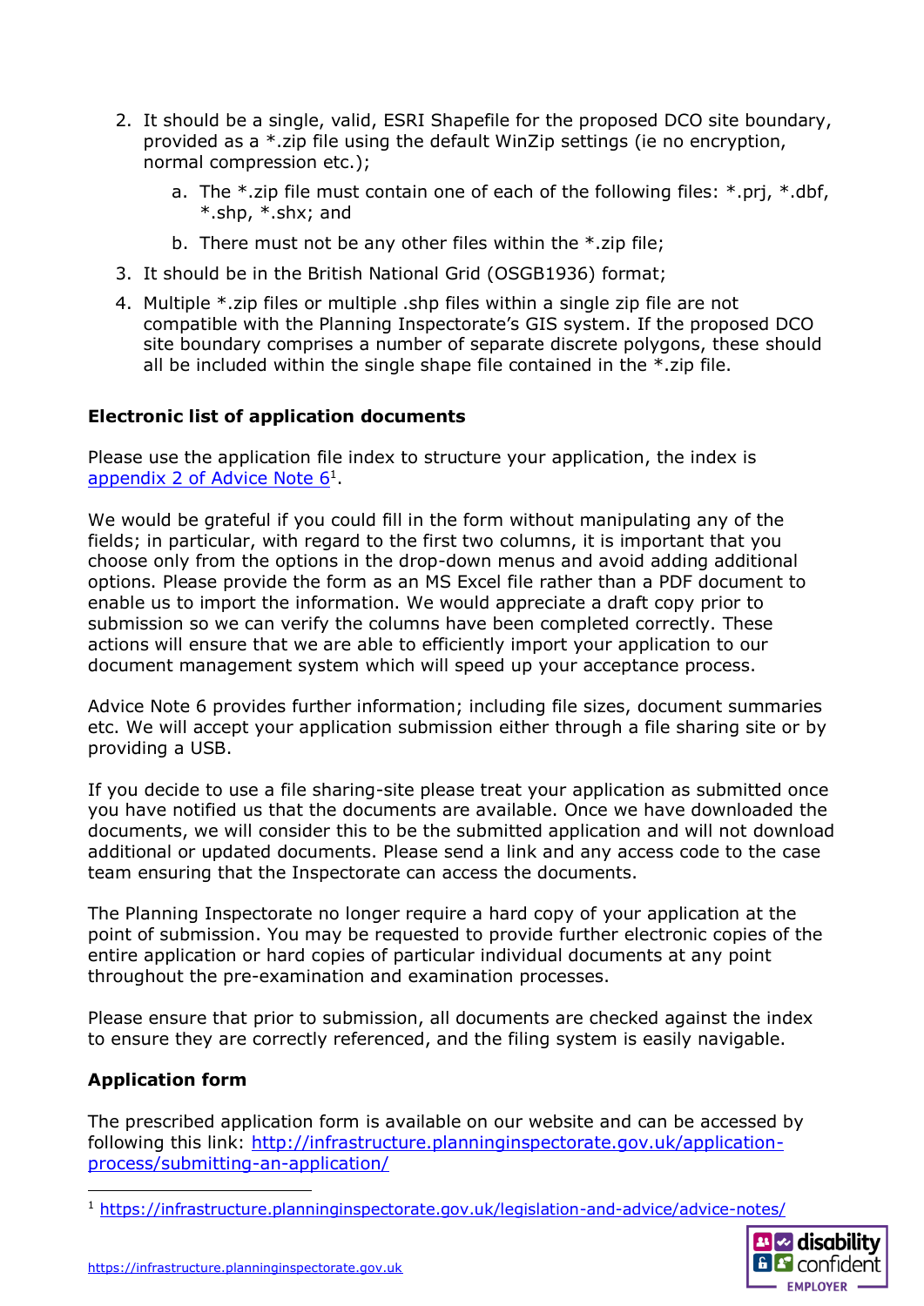2. It should be a single, valid, ESRI Shapefile for the proposed DCO site boundary, provided as a *.zip file using the default WinZip settings (ie no encryption, normal compression etc.);
    a. The *.zip file must contain one of each of the following files: *.prj, *.dbf, *.shp, *.shx; and
    b. There must not be any other files within the *.zip file;
3. It should be in the British National Grid (OSGB1936) format;
4. Multiple *.zip files or multiple .shp files within a single zip file are not compatible with the Planning Inspectorate's GIS system. If the proposed DCO site boundary comprises a number of separate discrete polygons, these should all be included within the single shape file contained in the *.zip file.

**Electronic list of application documents**

Please use the application file index to structure your application, the index is [appendix 2 of Advice Note 6][1].

We would be grateful if you could fill in the form without manipulating any of the fields; in particular, with regard to the first two columns, it is important that you choose only from the options in the drop-down menus and avoid adding additional options. Please provide the form as an MS Excel file rather than a PDF document to enable us to import the information. We would appreciate a draft copy prior to submission so we can verify the columns have been completed correctly. These actions will ensure that we are able to efficiently import your application to our document management system which will speed up your acceptance process.

Advice Note 6 provides further information; including file sizes, document summaries etc. We will accept your application submission either through a file sharing site or by providing a USB.

If you decide to use a file sharing-site please treat your application as submitted once you have notified us that the documents are available. Once we have downloaded the documents, we will consider this to be the submitted application and will not download additional or updated documents. Please send a link and any access code to the case team ensuring that the Inspectorate can access the documents.

The Planning Inspectorate no longer require a hard copy of your application at the point of submission. You may be requested to provide further electronic copies of the entire application or hard copies of particular individual documents at any point throughout the pre-examination and examination processes.

Please ensure that prior to submission, all documents are checked against the index to ensure they are correctly referenced, and the filing system is easily navigable.

**Application form**

The prescribed application form is available on our website and can be accessed by following this link: http://infrastructure.planninginspectorate.gov.uk/application-process/submitting-an-application/

[1] https://infrastructure.planninginspectorate.gov.uk/legislation-and-advice/advice-notes/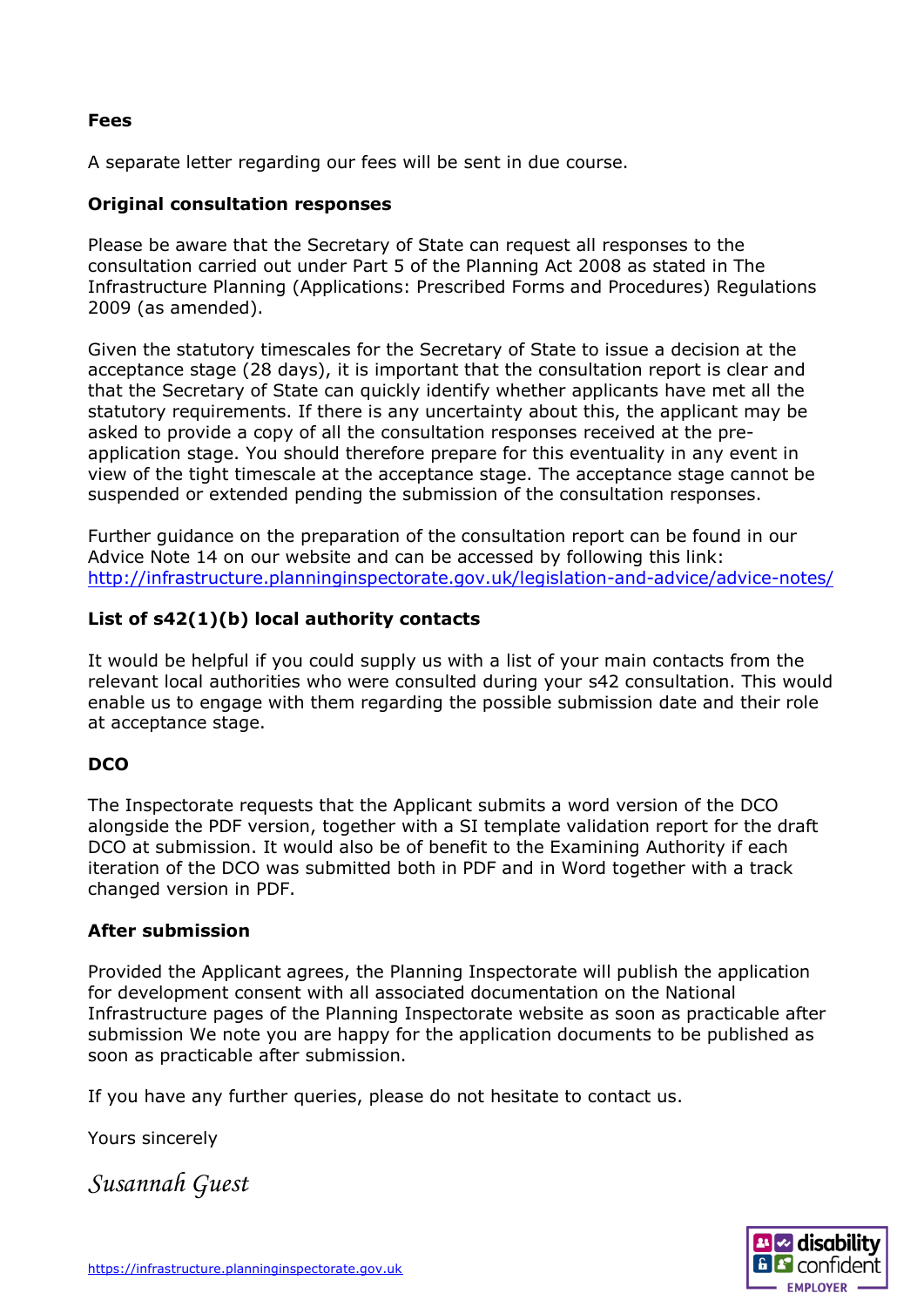**Fees**

A separate letter regarding our fees will be sent in due course.

**Original consultation responses**

Please be aware that the Secretary of State can request all responses to the consultation carried out under Part 5 of the Planning Act 2008 as stated in The Infrastructure Planning (Applications: Prescribed Forms and Procedures) Regulations 2009 (as amended).

Given the statutory timescales for the Secretary of State to issue a decision at the acceptance stage (28 days), it is important that the consultation report is clear and that the Secretary of State can quickly identify whether applicants have met all the statutory requirements. If there is any uncertainty about this, the applicant may be asked to provide a copy of all the consultation responses received at the pre-application stage. You should therefore prepare for this eventuality in any event in view of the tight timescale at the acceptance stage. The acceptance stage cannot be suspended or extended pending the submission of the consultation responses.

Further guidance on the preparation of the consultation report can be found in our Advice Note 14 on our website and can be accessed by following this link: [http://infrastructure.planninginspectorate.gov.uk/legislation-and-advice/advice-notes/](http://infrastructure.planninginspectorate.gov.uk/legislation-and-advice/advice-notes/)

**List of s42(1)(b) local authority contacts**

It would be helpful if you could supply us with a list of your main contacts from the relevant local authorities who were consulted during your s42 consultation. This would enable us to engage with them regarding the possible submission date and their role at acceptance stage.

**DCO**

The Inspectorate requests that the Applicant submits a word version of the DCO alongside the PDF version, together with a SI template validation report for the draft DCO at submission. It would also be of benefit to the Examining Authority if each iteration of the DCO was submitted both in PDF and in Word together with a track changed version in PDF.

**After submission**

Provided the Applicant agrees, the Planning Inspectorate will publish the application for development consent with all associated documentation on the National Infrastructure pages of the Planning Inspectorate website as soon as practicable after submission We note you are happy for the application documents to be published as soon as practicable after submission.

If you have any further queries, please do not hesitate to contact us.

Yours sincerely

*Susannah Guest*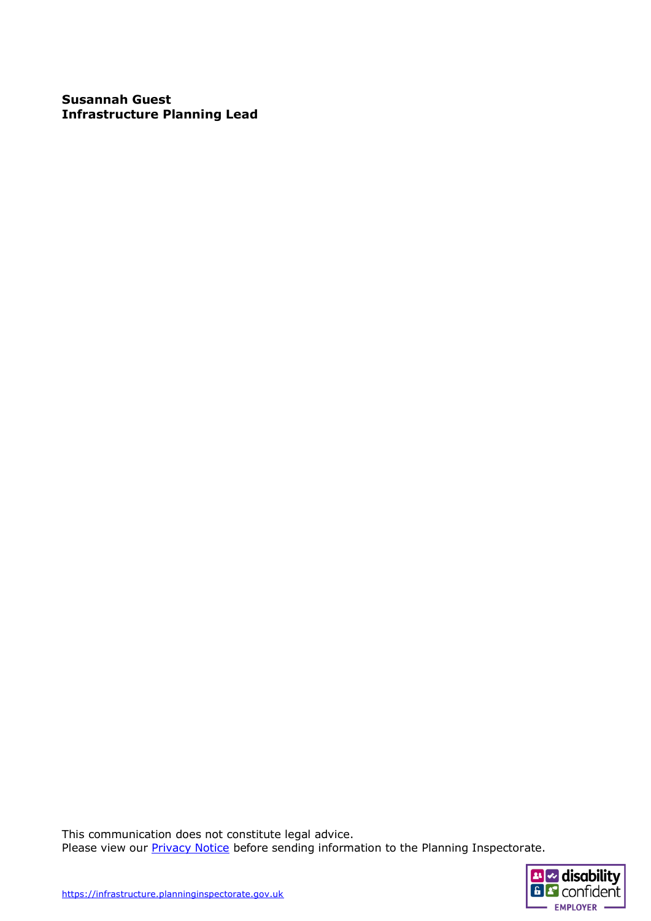**Susannah Guest**
**Infrastructure Planning Lead**

This communication does not constitute legal advice.
Please view our Privacy Notice before sending information to the Planning Inspectorate.

https://infrastructure.planninginspectorate.gov.uk